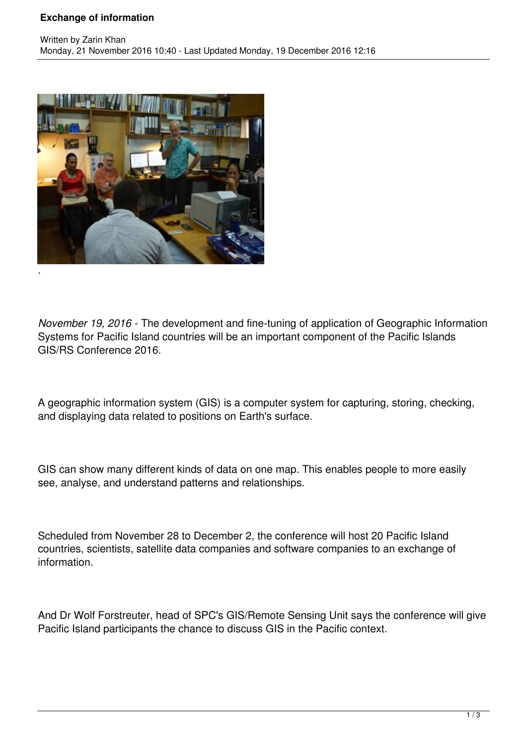# Exchange of information

Written by Zarin Khan
Monday, 21 November 2016 10:40 - Last Updated Monday, 19 December 2016 12:16

.

*November 19, 2016* - The development and fine-tuning of application of Geographic Information Systems for Pacific Island countries will be an important component of the Pacific Islands GIS/RS Conference 2016.

A geographic information system (GIS) is a computer system for capturing, storing, checking, and displaying data related to positions on Earth's surface.

GIS can show many different kinds of data on one map. This enables people to more easily see, analyse, and understand patterns and relationships.

Scheduled from November 28 to December 2, the conference will host 20 Pacific Island countries, scientists, satellite data companies and software companies to an exchange of information.

And Dr Wolf Forstreuter, head of SPC's GIS/Remote Sensing Unit says the conference will give Pacific Island participants the chance to discuss GIS in the Pacific context.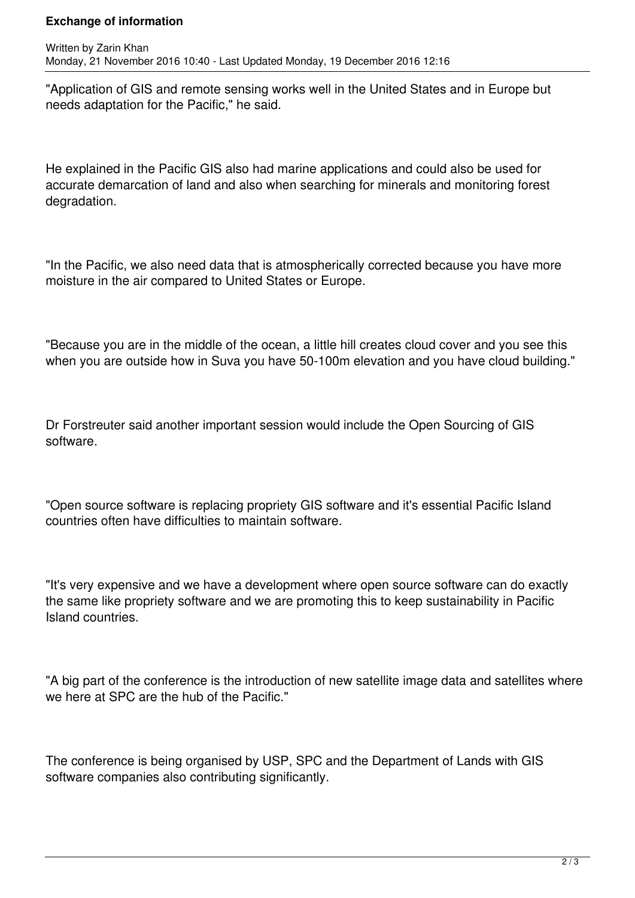"Application of GIS and remote sensing works well in the United States and in Europe but needs adaptation for the Pacific," he said.

He explained in the Pacific GIS also had marine applications and could also be used for accurate demarcation of land and also when searching for minerals and monitoring forest degradation.

"In the Pacific, we also need data that is atmospherically corrected because you have more moisture in the air compared to United States or Europe.

"Because you are in the middle of the ocean, a little hill creates cloud cover and you see this when you are outside how in Suva you have 50-100m elevation and you have cloud building."

Dr Forstreuter said another important session would include the Open Sourcing of GIS software.

"Open source software is replacing propriety GIS software and it's essential Pacific Island countries often have difficulties to maintain software.

"It's very expensive and we have a development where open source software can do exactly the same like propriety software and we are promoting this to keep sustainability in Pacific Island countries.

"A big part of the conference is the introduction of new satellite image data and satellites where we here at SPC are the hub of the Pacific."

The conference is being organised by USP, SPC and the Department of Lands with GIS software companies also contributing significantly.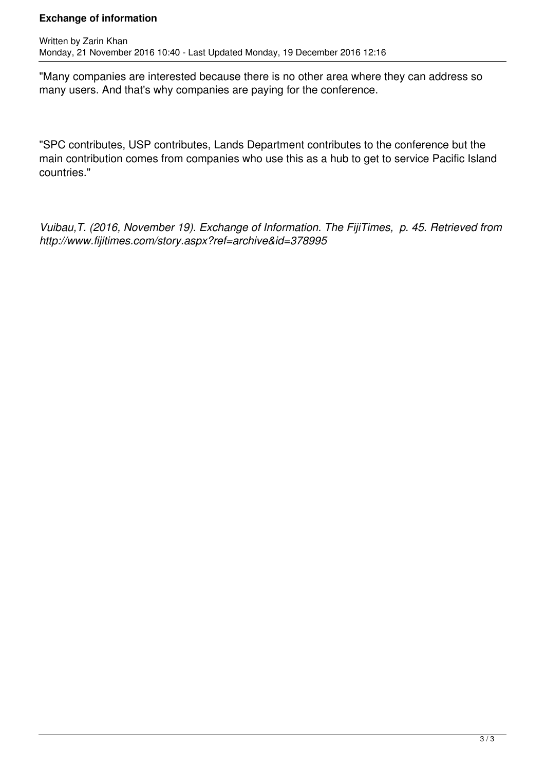"Many companies are interested because there is no other area where they can address so many users. And that's why companies are paying for the conference.

"SPC contributes, USP contributes, Lands Department contributes to the conference but the main contribution comes from companies who use this as a hub to get to service Pacific Island countries."

*Vuibau,T. (2016, November 19). Exchange of Information. The FijiTimes, p. 45. Retrieved from http://www.fijitimes.com/story.aspx?ref=archive&id=378995*